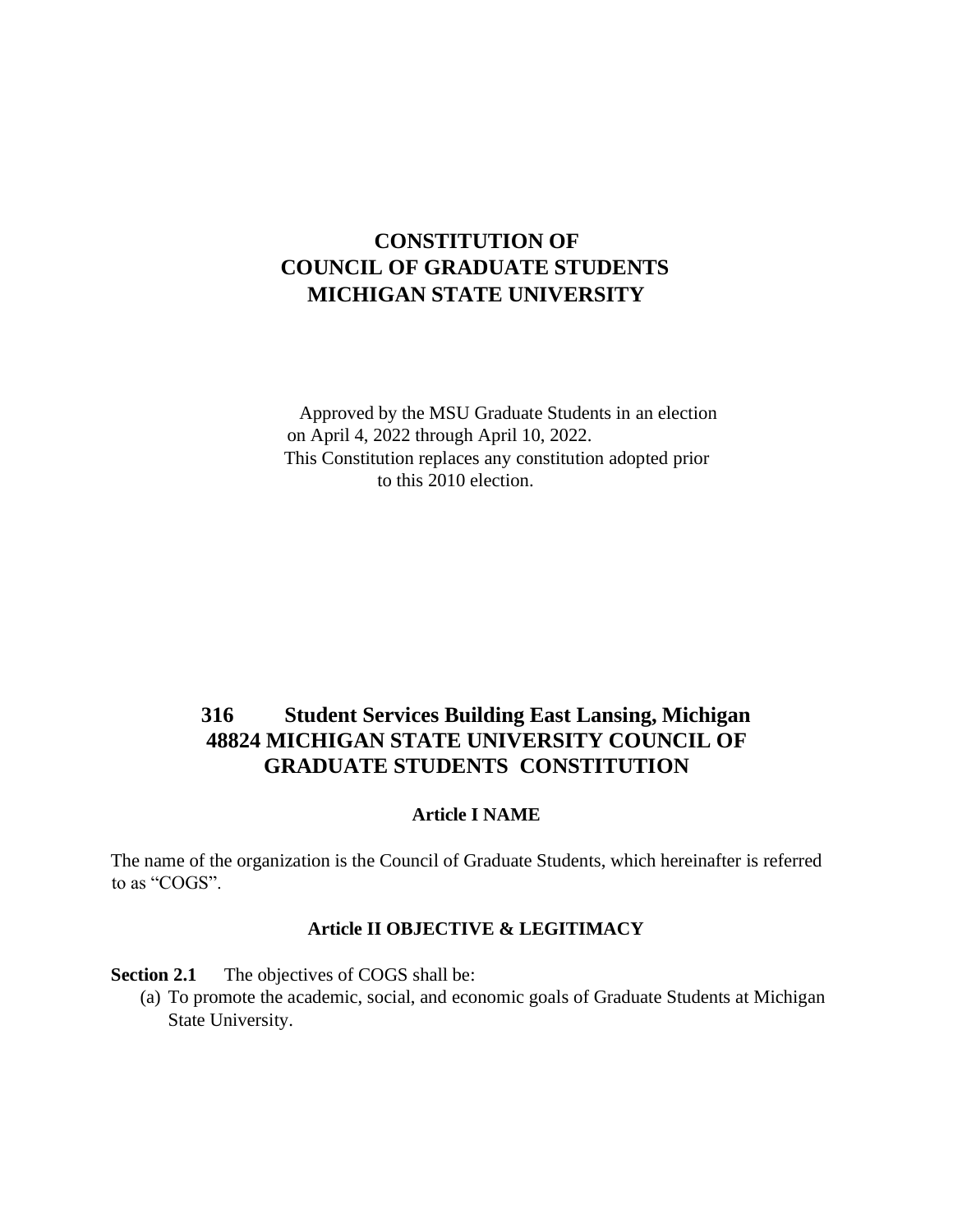# CONSTITUTION OF COUNCIL OF GRADUATE STUDENTS MICHIGAN STATE UNIVERSITY

Approved by the MSU Graduate Students in an election on April 4, 2022 through April 10, 2022.
This Constitution replaces any constitution adopted prior to this 2010 election.

## 316 Student Services Building East Lansing, Michigan 48824 MICHIGAN STATE UNIVERSITY COUNCIL OF GRADUATE STUDENTS CONSTITUTION

### Article I NAME

The name of the organization is the Council of Graduate Students, which hereinafter is referred to as "COGS".

### Article II OBJECTIVE & LEGITIMACY

**Section 2.1** The objectives of COGS shall be:

(a) To promote the academic, social, and economic goals of Graduate Students at Michigan State University.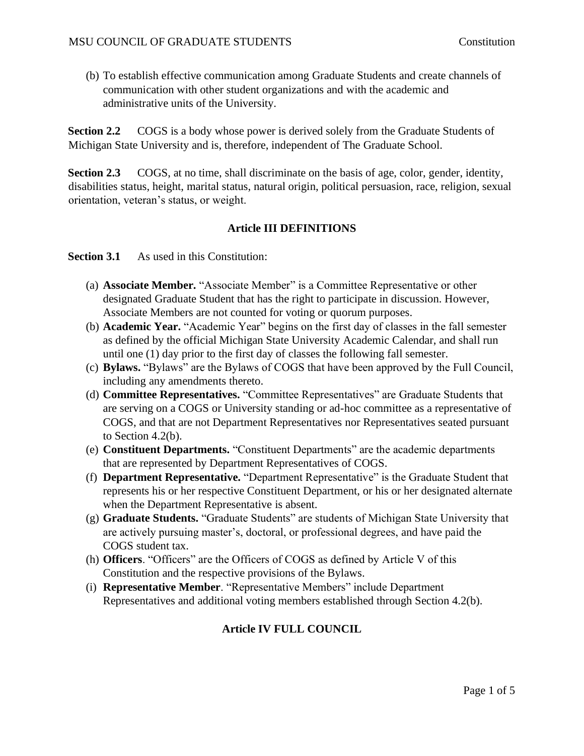(b) To establish effective communication among Graduate Students and create channels of communication with other student organizations and with the academic and administrative units of the University.

**Section 2.2** COGS is a body whose power is derived solely from the Graduate Students of Michigan State University and is, therefore, independent of The Graduate School.

**Section 2.3** COGS, at no time, shall discriminate on the basis of age, color, gender, identity, disabilities status, height, marital status, natural origin, political persuasion, race, religion, sexual orientation, veteran's status, or weight.

## Article III DEFINITIONS

**Section 3.1** As used in this Constitution:

(a) **Associate Member.** "Associate Member" is a Committee Representative or other designated Graduate Student that has the right to participate in discussion. However, Associate Members are not counted for voting or quorum purposes.

(b) **Academic Year.** "Academic Year" begins on the first day of classes in the fall semester as defined by the official Michigan State University Academic Calendar, and shall run until one (1) day prior to the first day of classes the following fall semester.

(c) **Bylaws.** "Bylaws" are the Bylaws of COGS that have been approved by the Full Council, including any amendments thereto.

(d) **Committee Representatives.** "Committee Representatives" are Graduate Students that are serving on a COGS or University standing or ad-hoc committee as a representative of COGS, and that are not Department Representatives nor Representatives seated pursuant to Section 4.2(b).

(e) **Constituent Departments.** "Constituent Departments" are the academic departments that are represented by Department Representatives of COGS.

(f) **Department Representative.** "Department Representative" is the Graduate Student that represents his or her respective Constituent Department, or his or her designated alternate when the Department Representative is absent.

(g) **Graduate Students.** "Graduate Students" are students of Michigan State University that are actively pursuing master's, doctoral, or professional degrees, and have paid the COGS student tax.

(h) **Officers**. "Officers" are the Officers of COGS as defined by Article V of this Constitution and the respective provisions of the Bylaws.

(i) **Representative Member**. "Representative Members" include Department Representatives and additional voting members established through Section 4.2(b).

## Article IV FULL COUNCIL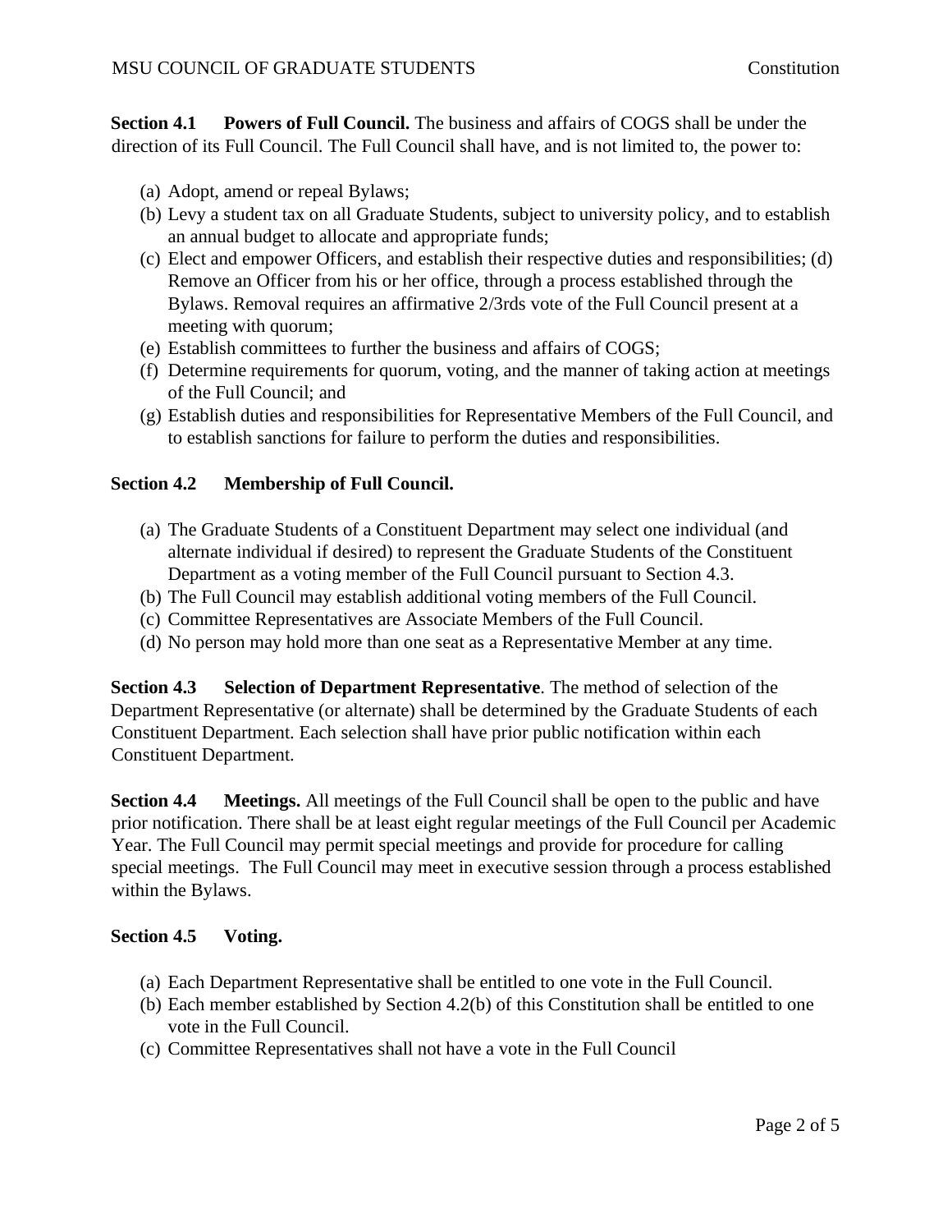**Section 4.1 Powers of Full Council.** The business and affairs of COGS shall be under the direction of its Full Council. The Full Council shall have, and is not limited to, the power to:

(a) Adopt, amend or repeal Bylaws;
(b) Levy a student tax on all Graduate Students, subject to university policy, and to establish an annual budget to allocate and appropriate funds;
(c) Elect and empower Officers, and establish their respective duties and responsibilities; (d) Remove an Officer from his or her office, through a process established through the Bylaws. Removal requires an affirmative 2/3rds vote of the Full Council present at a meeting with quorum;
(e) Establish committees to further the business and affairs of COGS;
(f) Determine requirements for quorum, voting, and the manner of taking action at meetings of the Full Council; and
(g) Establish duties and responsibilities for Representative Members of the Full Council, and to establish sanctions for failure to perform the duties and responsibilities.

**Section 4.2 Membership of Full Council.**

(a) The Graduate Students of a Constituent Department may select one individual (and alternate individual if desired) to represent the Graduate Students of the Constituent Department as a voting member of the Full Council pursuant to Section 4.3.
(b) The Full Council may establish additional voting members of the Full Council.
(c) Committee Representatives are Associate Members of the Full Council.
(d) No person may hold more than one seat as a Representative Member at any time.

**Section 4.3 Selection of Department Representative**. The method of selection of the Department Representative (or alternate) shall be determined by the Graduate Students of each Constituent Department. Each selection shall have prior public notification within each Constituent Department.

**Section 4.4 Meetings.** All meetings of the Full Council shall be open to the public and have prior notification. There shall be at least eight regular meetings of the Full Council per Academic Year. The Full Council may permit special meetings and provide for procedure for calling special meetings. The Full Council may meet in executive session through a process established within the Bylaws.

**Section 4.5 Voting.**

(a) Each Department Representative shall be entitled to one vote in the Full Council.
(b) Each member established by Section 4.2(b) of this Constitution shall be entitled to one vote in the Full Council.
(c) Committee Representatives shall not have a vote in the Full Council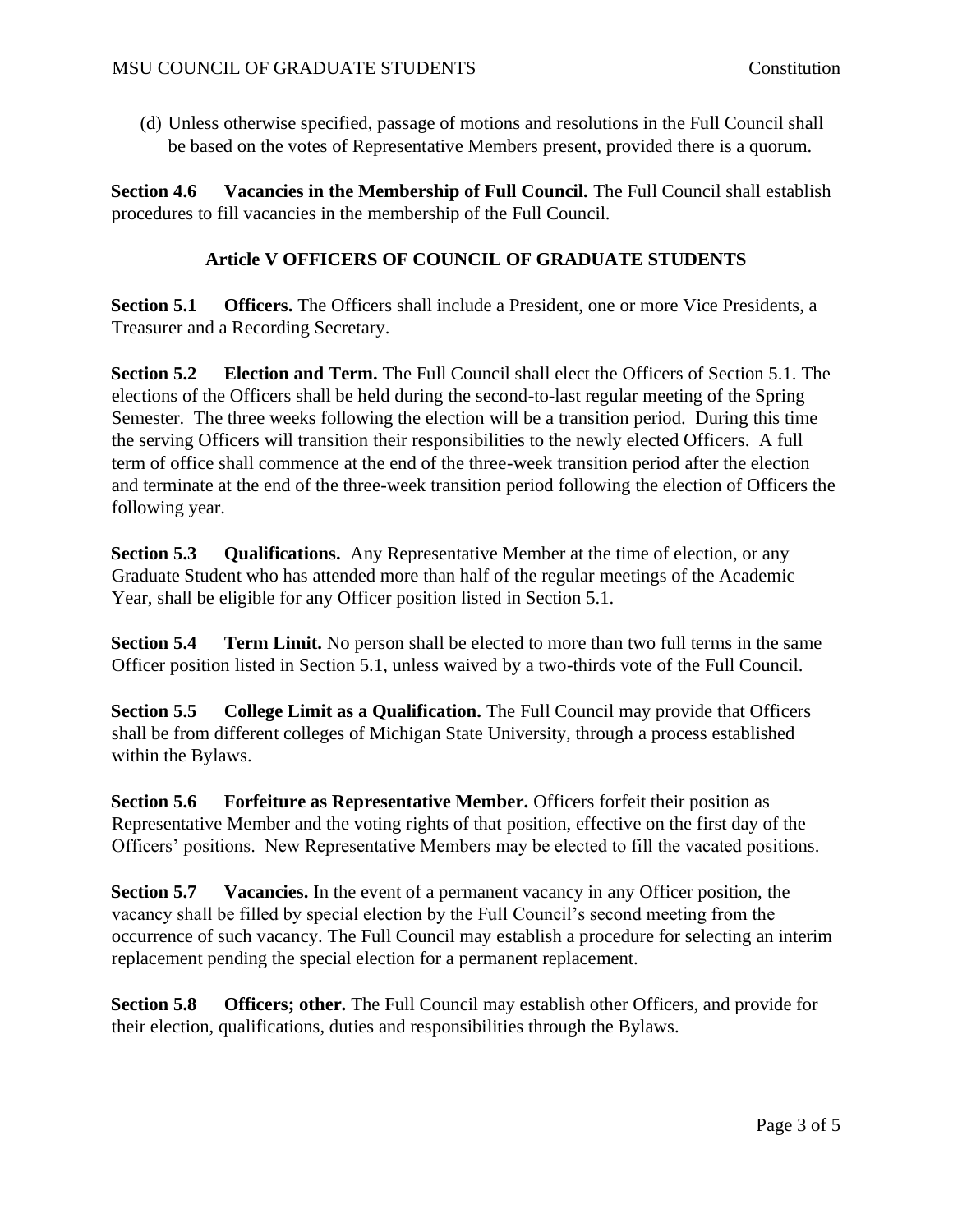(d) Unless otherwise specified, passage of motions and resolutions in the Full Council shall be based on the votes of Representative Members present, provided there is a quorum.

**Section 4.6 Vacancies in the Membership of Full Council.** The Full Council shall establish procedures to fill vacancies in the membership of the Full Council.

## Article V OFFICERS OF COUNCIL OF GRADUATE STUDENTS

**Section 5.1 Officers.** The Officers shall include a President, one or more Vice Presidents, a Treasurer and a Recording Secretary.

**Section 5.2 Election and Term.** The Full Council shall elect the Officers of Section 5.1. The elections of the Officers shall be held during the second-to-last regular meeting of the Spring Semester. The three weeks following the election will be a transition period. During this time the serving Officers will transition their responsibilities to the newly elected Officers. A full term of office shall commence at the end of the three-week transition period after the election and terminate at the end of the three-week transition period following the election of Officers the following year.

**Section 5.3 Qualifications.** Any Representative Member at the time of election, or any Graduate Student who has attended more than half of the regular meetings of the Academic Year, shall be eligible for any Officer position listed in Section 5.1.

**Section 5.4 Term Limit.** No person shall be elected to more than two full terms in the same Officer position listed in Section 5.1, unless waived by a two-thirds vote of the Full Council.

**Section 5.5 College Limit as a Qualification.** The Full Council may provide that Officers shall be from different colleges of Michigan State University, through a process established within the Bylaws.

**Section 5.6 Forfeiture as Representative Member.** Officers forfeit their position as Representative Member and the voting rights of that position, effective on the first day of the Officers' positions. New Representative Members may be elected to fill the vacated positions.

**Section 5.7 Vacancies.** In the event of a permanent vacancy in any Officer position, the vacancy shall be filled by special election by the Full Council's second meeting from the occurrence of such vacancy. The Full Council may establish a procedure for selecting an interim replacement pending the special election for a permanent replacement.

**Section 5.8 Officers; other.** The Full Council may establish other Officers, and provide for their election, qualifications, duties and responsibilities through the Bylaws.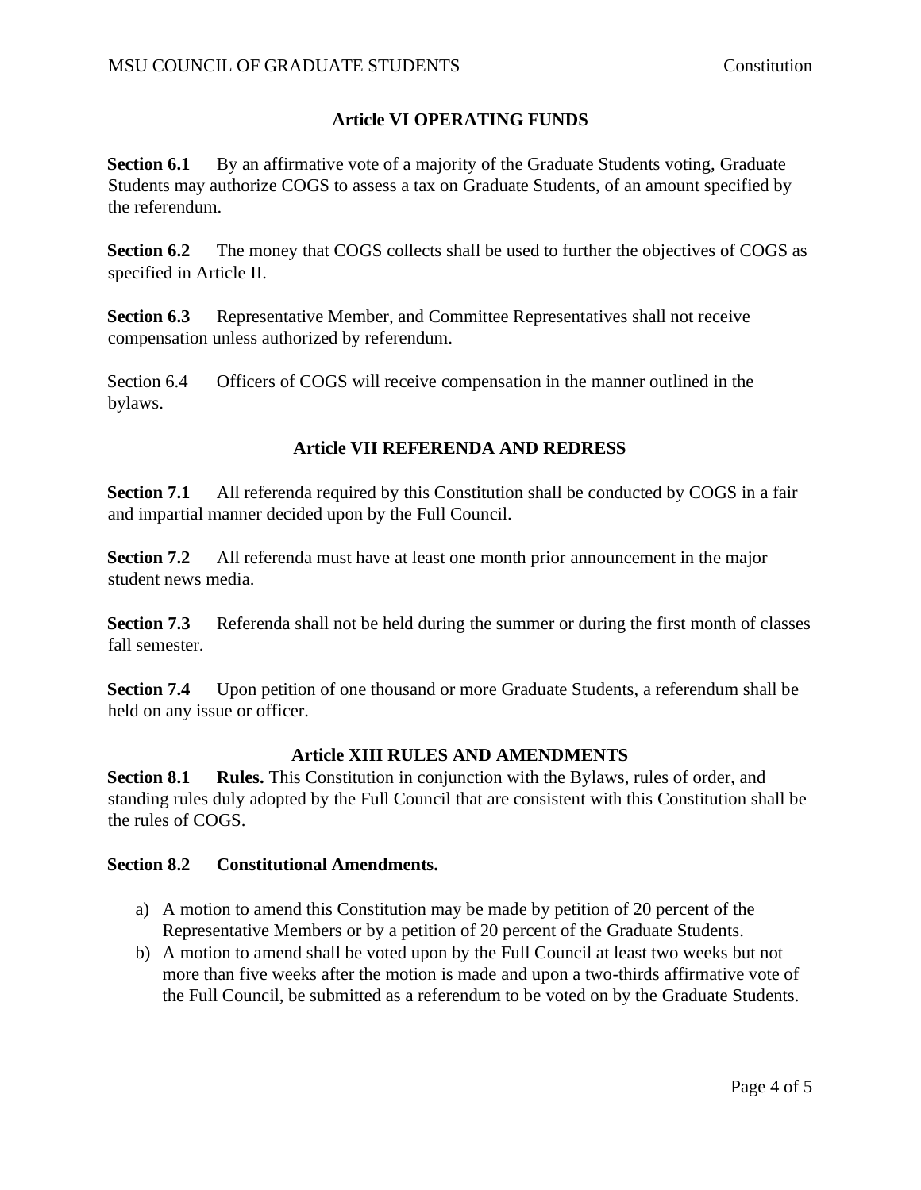## Article VI OPERATING FUNDS

**Section 6.1** By an affirmative vote of a majority of the Graduate Students voting, Graduate Students may authorize COGS to assess a tax on Graduate Students, of an amount specified by the referendum.

**Section 6.2** The money that COGS collects shall be used to further the objectives of COGS as specified in Article II.

**Section 6.3** Representative Member, and Committee Representatives shall not receive compensation unless authorized by referendum.

Section 6.4 Officers of COGS will receive compensation in the manner outlined in the bylaws.

## Article VII REFERENDA AND REDRESS

**Section 7.1** All referenda required by this Constitution shall be conducted by COGS in a fair and impartial manner decided upon by the Full Council.

**Section 7.2** All referenda must have at least one month prior announcement in the major student news media.

**Section 7.3** Referenda shall not be held during the summer or during the first month of classes fall semester.

**Section 7.4** Upon petition of one thousand or more Graduate Students, a referendum shall be held on any issue or officer.

## Article XIII RULES AND AMENDMENTS

**Section 8.1** **Rules.** This Constitution in conjunction with the Bylaws, rules of order, and standing rules duly adopted by the Full Council that are consistent with this Constitution shall be the rules of COGS.

**Section 8.2** **Constitutional Amendments.**

a) A motion to amend this Constitution may be made by petition of 20 percent of the Representative Members or by a petition of 20 percent of the Graduate Students.
b) A motion to amend shall be voted upon by the Full Council at least two weeks but not more than five weeks after the motion is made and upon a two-thirds affirmative vote of the Full Council, be submitted as a referendum to be voted on by the Graduate Students.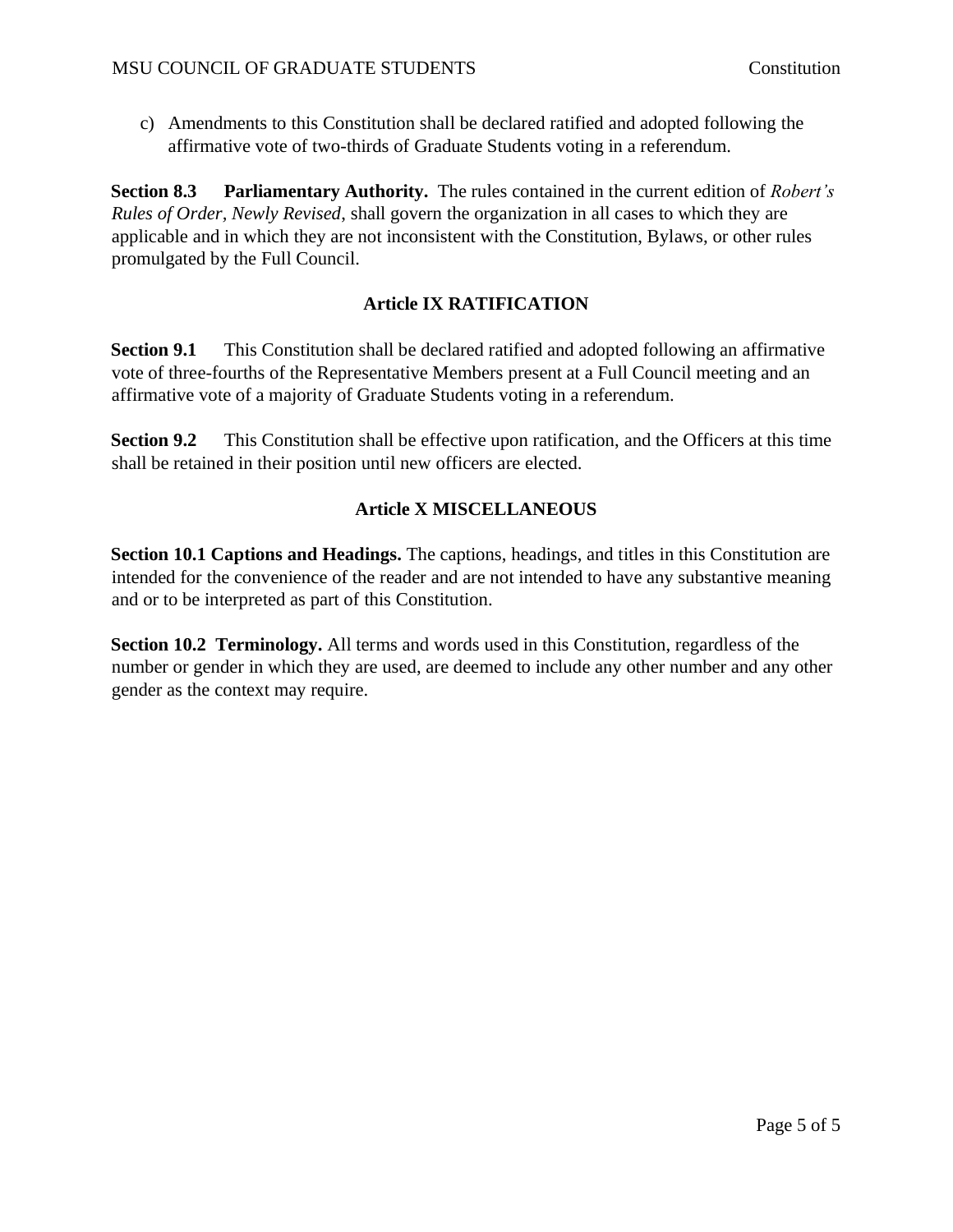c) Amendments to this Constitution shall be declared ratified and adopted following the affirmative vote of two-thirds of Graduate Students voting in a referendum.

**Section 8.3 Parliamentary Authority.** The rules contained in the current edition of *Robert's Rules of Order, Newly Revised*, shall govern the organization in all cases to which they are applicable and in which they are not inconsistent with the Constitution, Bylaws, or other rules promulgated by the Full Council.

## Article IX RATIFICATION

**Section 9.1** This Constitution shall be declared ratified and adopted following an affirmative vote of three-fourths of the Representative Members present at a Full Council meeting and an affirmative vote of a majority of Graduate Students voting in a referendum.

**Section 9.2** This Constitution shall be effective upon ratification, and the Officers at this time shall be retained in their position until new officers are elected.

## Article X MISCELLANEOUS

**Section 10.1 Captions and Headings.** The captions, headings, and titles in this Constitution are intended for the convenience of the reader and are not intended to have any substantive meaning and or to be interpreted as part of this Constitution.

**Section 10.2 Terminology.** All terms and words used in this Constitution, regardless of the number or gender in which they are used, are deemed to include any other number and any other gender as the context may require.